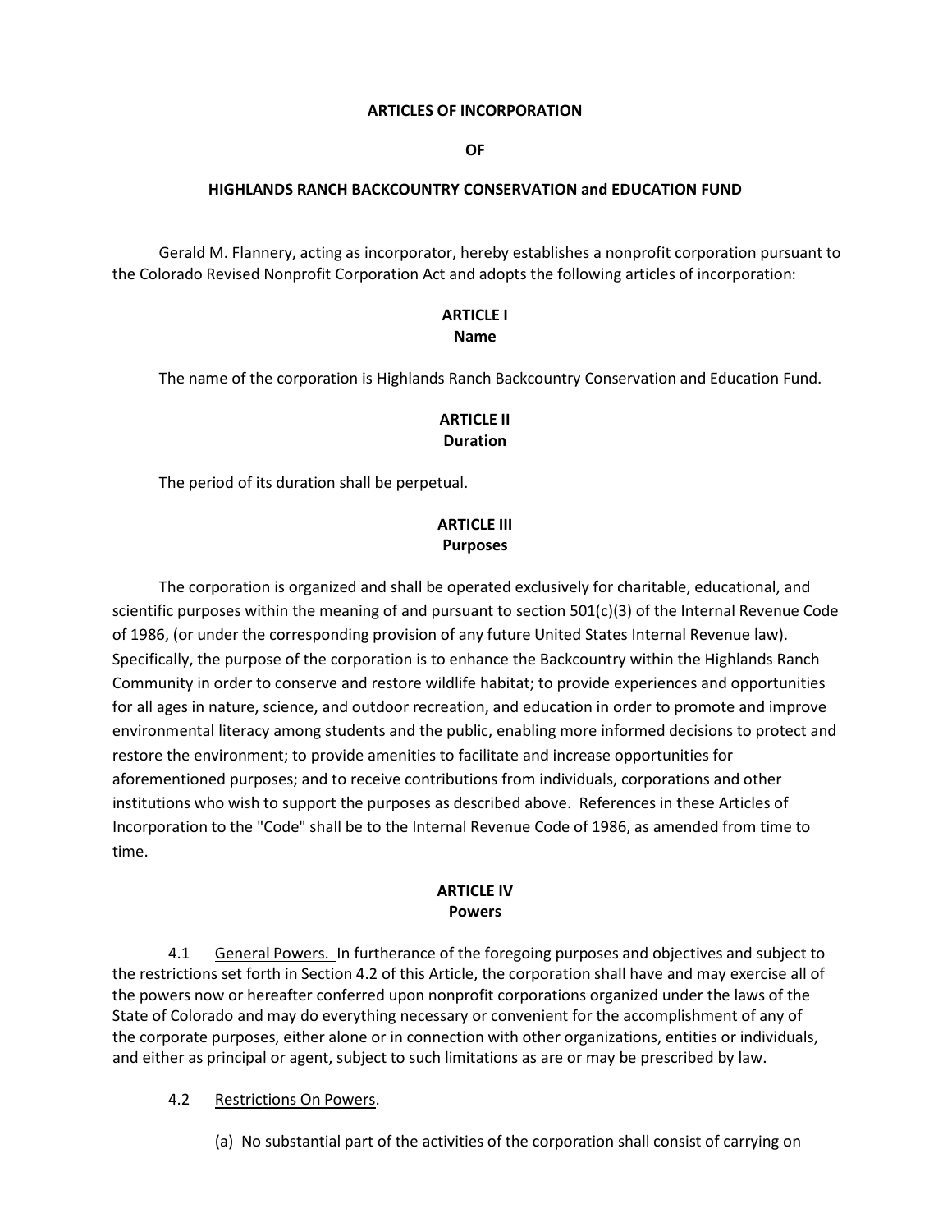**ARTICLES OF INCORPORATION**

**OF**

**HIGHLANDS RANCH BACKCOUNTRY CONSERVATION and EDUCATION FUND**

Gerald M. Flannery, acting as incorporator, hereby establishes a nonprofit corporation pursuant to the Colorado Revised Nonprofit Corporation Act and adopts the following articles of incorporation:

**ARTICLE I**
**Name**

The name of the corporation is Highlands Ranch Backcountry Conservation and Education Fund.

**ARTICLE II**
**Duration**

The period of its duration shall be perpetual.

**ARTICLE III**
**Purposes**

The corporation is organized and shall be operated exclusively for charitable, educational, and scientific purposes within the meaning of and pursuant to section 501(c)(3) of the Internal Revenue Code of 1986, (or under the corresponding provision of any future United States Internal Revenue law). Specifically, the purpose of the corporation is to enhance the Backcountry within the Highlands Ranch Community in order to conserve and restore wildlife habitat; to provide experiences and opportunities for all ages in nature, science, and outdoor recreation, and education in order to promote and improve environmental literacy among students and the public, enabling more informed decisions to protect and restore the environment; to provide amenities to facilitate and increase opportunities for aforementioned purposes; and to receive contributions from individuals, corporations and other institutions who wish to support the purposes as described above. References in these Articles of Incorporation to the "Code" shall be to the Internal Revenue Code of 1986, as amended from time to time.

**ARTICLE IV**
**Powers**

4.1 General Powers. In furtherance of the foregoing purposes and objectives and subject to the restrictions set forth in Section 4.2 of this Article, the corporation shall have and may exercise all of the powers now or hereafter conferred upon nonprofit corporations organized under the laws of the State of Colorado and may do everything necessary or convenient for the accomplishment of any of the corporate purposes, either alone or in connection with other organizations, entities or individuals, and either as principal or agent, subject to such limitations as are or may be prescribed by law.

4.2 Restrictions On Powers.

(a) No substantial part of the activities of the corporation shall consist of carrying on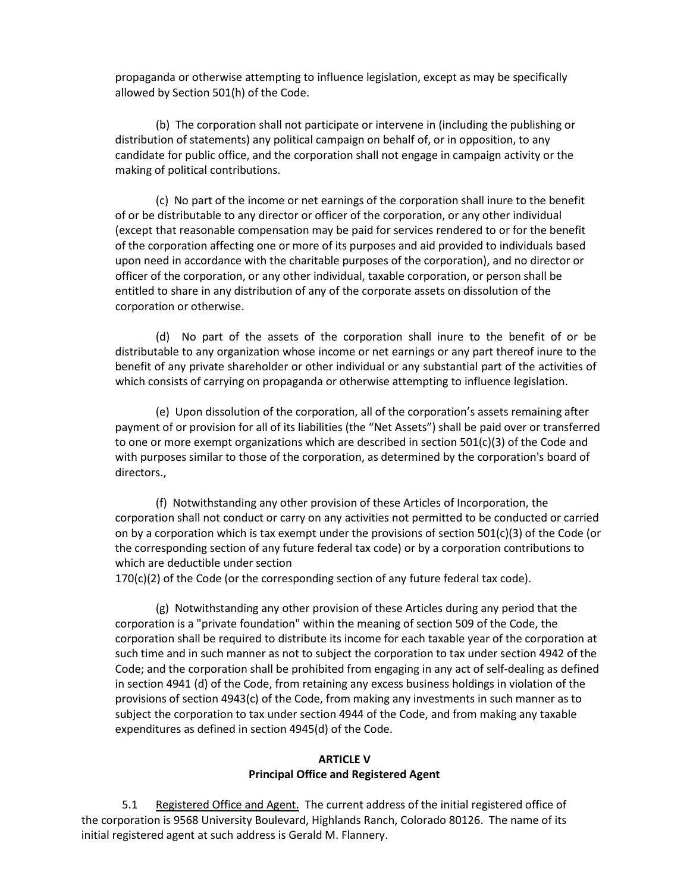propaganda or otherwise attempting to influence legislation, except as may be specifically allowed by Section 501(h) of the Code.

(b) The corporation shall not participate or intervene in (including the publishing or distribution of statements) any political campaign on behalf of, or in opposition, to any candidate for public office, and the corporation shall not engage in campaign activity or the making of political contributions.

(c) No part of the income or net earnings of the corporation shall inure to the benefit of or be distributable to any director or officer of the corporation, or any other individual (except that reasonable compensation may be paid for services rendered to or for the benefit of the corporation affecting one or more of its purposes and aid provided to individuals based upon need in accordance with the charitable purposes of the corporation), and no director or officer of the corporation, or any other individual, taxable corporation, or person shall be entitled to share in any distribution of any of the corporate assets on dissolution of the corporation or otherwise.

(d) No part of the assets of the corporation shall inure to the benefit of or be distributable to any organization whose income or net earnings or any part thereof inure to the benefit of any private shareholder or other individual or any substantial part of the activities of which consists of carrying on propaganda or otherwise attempting to influence legislation.

(e) Upon dissolution of the corporation, all of the corporation's assets remaining after payment of or provision for all of its liabilities (the "Net Assets") shall be paid over or transferred to one or more exempt organizations which are described in section 501(c)(3) of the Code and with purposes similar to those of the corporation, as determined by the corporation's board of directors.,

(f) Notwithstanding any other provision of these Articles of Incorporation, the corporation shall not conduct or carry on any activities not permitted to be conducted or carried on by a corporation which is tax exempt under the provisions of section 501(c)(3) of the Code (or the corresponding section of any future federal tax code) or by a corporation contributions to which are deductible under section
170(c)(2) of the Code (or the corresponding section of any future federal tax code).

(g) Notwithstanding any other provision of these Articles during any period that the corporation is a "private foundation" within the meaning of section 509 of the Code, the corporation shall be required to distribute its income for each taxable year of the corporation at such time and in such manner as not to subject the corporation to tax under section 4942 of the Code; and the corporation shall be prohibited from engaging in any act of self-dealing as defined in section 4941 (d) of the Code, from retaining any excess business holdings in violation of the provisions of section 4943(c) of the Code, from making any investments in such manner as to subject the corporation to tax under section 4944 of the Code, and from making any taxable expenditures as defined in section 4945(d) of the Code.

**ARTICLE V**
**Principal Office and Registered Agent**

5.1 Registered Office and Agent. The current address of the initial registered office of the corporation is 9568 University Boulevard, Highlands Ranch, Colorado 80126. The name of its initial registered agent at such address is Gerald M. Flannery.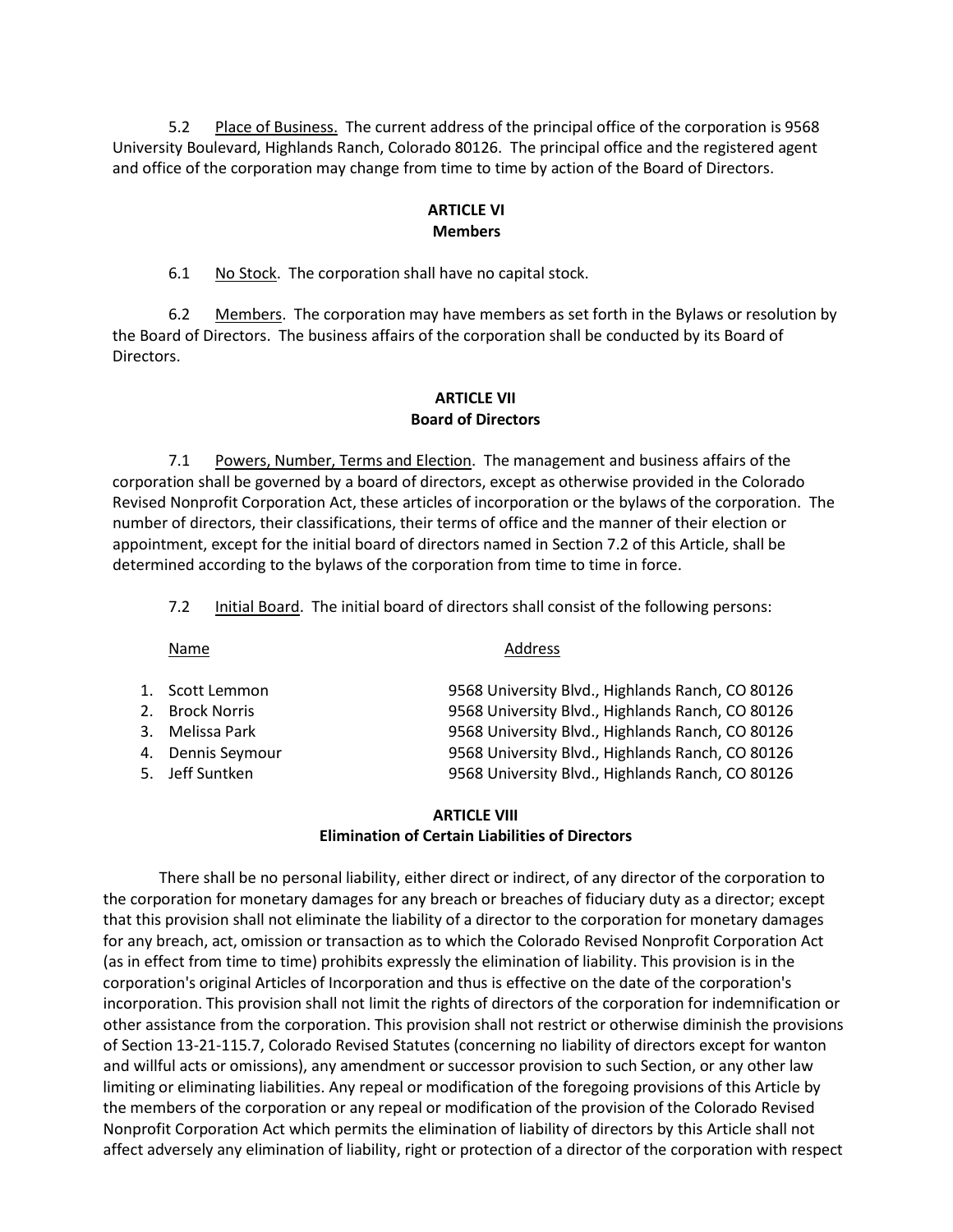5.2 Place of Business. The current address of the principal office of the corporation is 9568 University Boulevard, Highlands Ranch, Colorado 80126. The principal office and the registered agent and office of the corporation may change from time to time by action of the Board of Directors.

## ARTICLE VI
## Members

6.1 No Stock. The corporation shall have no capital stock.

6.2 Members. The corporation may have members as set forth in the Bylaws or resolution by the Board of Directors. The business affairs of the corporation shall be conducted by its Board of Directors.

## ARTICLE VII
## Board of Directors

7.1 Powers, Number, Terms and Election. The management and business affairs of the corporation shall be governed by a board of directors, except as otherwise provided in the Colorado Revised Nonprofit Corporation Act, these articles of incorporation or the bylaws of the corporation. The number of directors, their classifications, their terms of office and the manner of their election or appointment, except for the initial board of directors named in Section 7.2 of this Article, shall be determined according to the bylaws of the corporation from time to time in force.

7.2 Initial Board. The initial board of directors shall consist of the following persons:

| Name | Address |
|---|---|
| 1. Scott Lemmon | 9568 University Blvd., Highlands Ranch, CO 80126 |
| 2. Brock Norris | 9568 University Blvd., Highlands Ranch, CO 80126 |
| 3. Melissa Park | 9568 University Blvd., Highlands Ranch, CO 80126 |
| 4. Dennis Seymour | 9568 University Blvd., Highlands Ranch, CO 80126 |
| 5. Jeff Suntken | 9568 University Blvd., Highlands Ranch, CO 80126 |

## ARTICLE VIII
## Elimination of Certain Liabilities of Directors

There shall be no personal liability, either direct or indirect, of any director of the corporation to the corporation for monetary damages for any breach or breaches of fiduciary duty as a director; except that this provision shall not eliminate the liability of a director to the corporation for monetary damages for any breach, act, omission or transaction as to which the Colorado Revised Nonprofit Corporation Act (as in effect from time to time) prohibits expressly the elimination of liability. This provision is in the corporation's original Articles of Incorporation and thus is effective on the date of the corporation's incorporation. This provision shall not limit the rights of directors of the corporation for indemnification or other assistance from the corporation. This provision shall not restrict or otherwise diminish the provisions of Section 13-21-115.7, Colorado Revised Statutes (concerning no liability of directors except for wanton and willful acts or omissions), any amendment or successor provision to such Section, or any other law limiting or eliminating liabilities. Any repeal or modification of the foregoing provisions of this Article by the members of the corporation or any repeal or modification of the provision of the Colorado Revised Nonprofit Corporation Act which permits the elimination of liability of directors by this Article shall not affect adversely any elimination of liability, right or protection of a director of the corporation with respect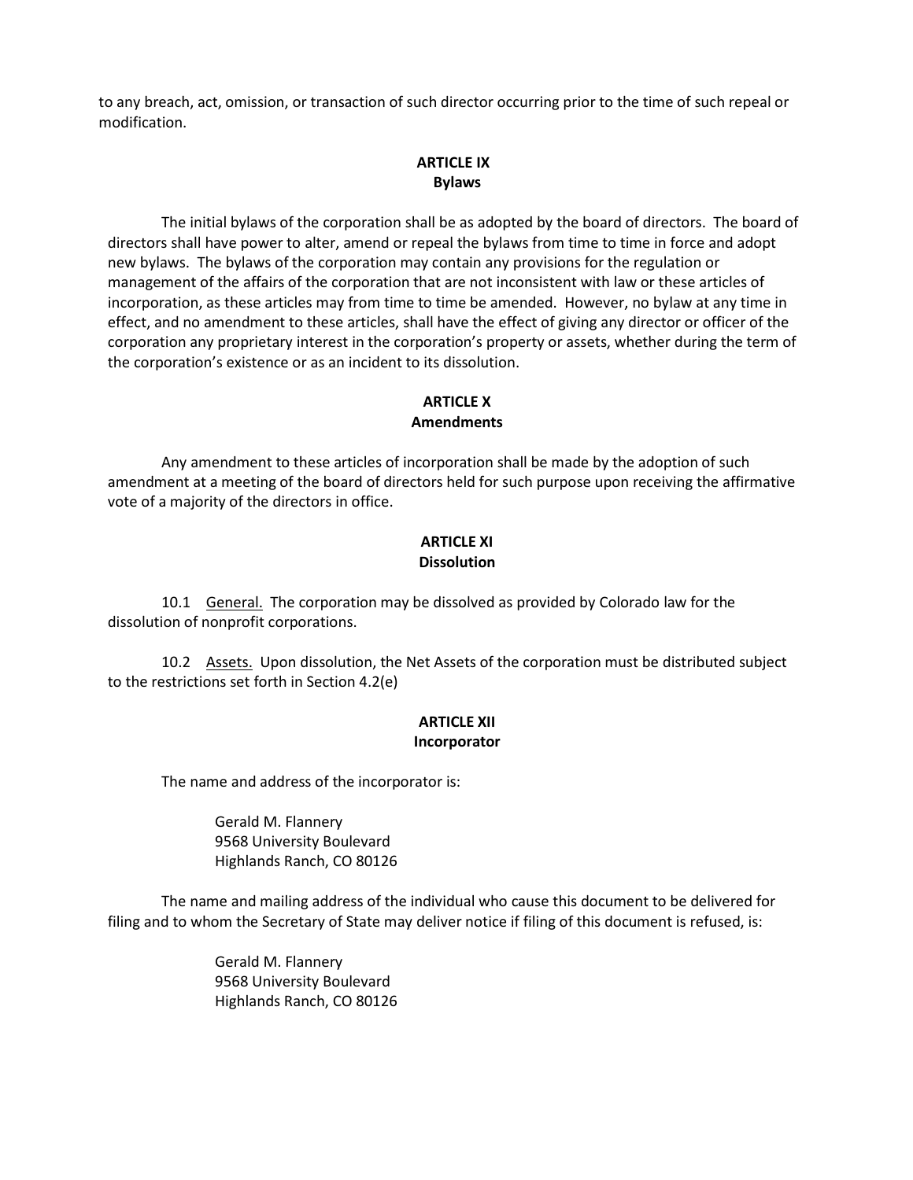to any breach, act, omission, or transaction of such director occurring prior to the time of such repeal or modification.

**ARTICLE IX**
**Bylaws**

The initial bylaws of the corporation shall be as adopted by the board of directors. The board of directors shall have power to alter, amend or repeal the bylaws from time to time in force and adopt new bylaws. The bylaws of the corporation may contain any provisions for the regulation or management of the affairs of the corporation that are not inconsistent with law or these articles of incorporation, as these articles may from time to time be amended. However, no bylaw at any time in effect, and no amendment to these articles, shall have the effect of giving any director or officer of the corporation any proprietary interest in the corporation's property or assets, whether during the term of the corporation's existence or as an incident to its dissolution.

**ARTICLE X**
**Amendments**

Any amendment to these articles of incorporation shall be made by the adoption of such amendment at a meeting of the board of directors held for such purpose upon receiving the affirmative vote of a majority of the directors in office.

**ARTICLE XI**
**Dissolution**

10.1 General. The corporation may be dissolved as provided by Colorado law for the dissolution of nonprofit corporations.

10.2 Assets. Upon dissolution, the Net Assets of the corporation must be distributed subject to the restrictions set forth in Section 4.2(e)

**ARTICLE XII**
**Incorporator**

The name and address of the incorporator is:

Gerald M. Flannery
9568 University Boulevard
Highlands Ranch, CO 80126

The name and mailing address of the individual who cause this document to be delivered for filing and to whom the Secretary of State may deliver notice if filing of this document is refused, is:

Gerald M. Flannery
9568 University Boulevard
Highlands Ranch, CO 80126